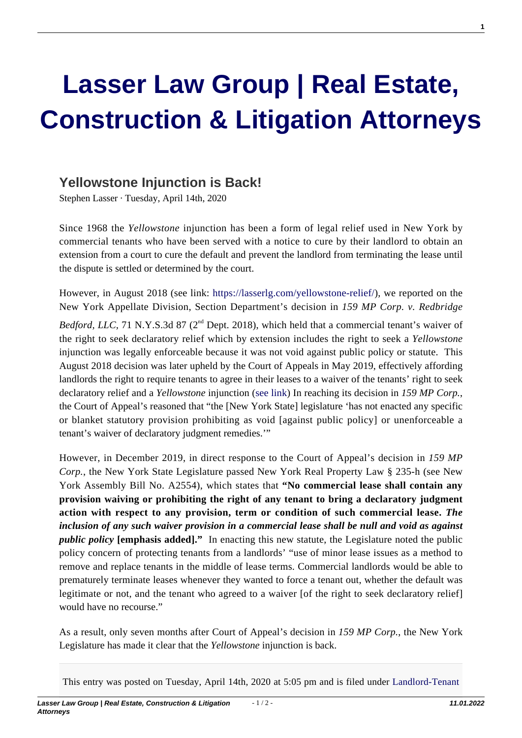# Lasser Law Group | Real Estate, Construction & Litigation Attorneys

## Yellowstone Injunction is Back!

Stephen Lasser · Tuesday, April 14th, 2020

Since 1968 the *Yellowstone* injunction has been a form of legal relief used in New York by commercial tenants who have been served with a notice to cure by their landlord to obtain an extension from a court to cure the default and prevent the landlord from terminating the lease until the dispute is settled or determined by the court.

However, in August 2018 (see link: https://lasserlg.com/yellowstone-relief/), we reported on the New York Appellate Division, Section Department's decision in *159 MP Corp. v. Redbridge Bedford, LLC*, 71 N.Y.S.3d 87 (2nd Dept. 2018), which held that a commercial tenant's waiver of the right to seek declaratory relief which by extension includes the right to seek a *Yellowstone* injunction was legally enforceable because it was not void against public policy or statute. This August 2018 decision was later upheld by the Court of Appeals in May 2019, effectively affording landlords the right to require tenants to agree in their leases to a waiver of the tenants' right to seek declaratory relief and a *Yellowstone* injunction (see link) In reaching its decision in *159 MP Corp.*, the Court of Appeal's reasoned that "the [New York State] legislature 'has not enacted any specific or blanket statutory provision prohibiting as void [against public policy] or unenforceable a tenant's waiver of declaratory judgment remedies.'"

However, in December 2019, in direct response to the Court of Appeal's decision in *159 MP Corp.*, the New York State Legislature passed New York Real Property Law § 235-h (see New York Assembly Bill No. A2554), which states that **"No commercial lease shall contain any provision waiving or prohibiting the right of any tenant to bring a declaratory judgment action with respect to any provision, term or condition of such commercial lease. *The inclusion of any such waiver provision in a commercial lease shall be null and void as against public policy* [emphasis added]."** In enacting this new statute, the Legislature noted the public policy concern of protecting tenants from a landlords' "use of minor lease issues as a method to remove and replace tenants in the middle of lease terms. Commercial landlords would be able to prematurely terminate leases whenever they wanted to force a tenant out, whether the default was legitimate or not, and the tenant who agreed to a waiver [of the right to seek declaratory relief] would have no recourse."

As a result, only seven months after Court of Appeal's decision in *159 MP Corp.*, the New York Legislature has made it clear that the *Yellowstone* injunction is back.

This entry was posted on Tuesday, April 14th, 2020 at 5:05 pm and is filed under Landlord-Tenant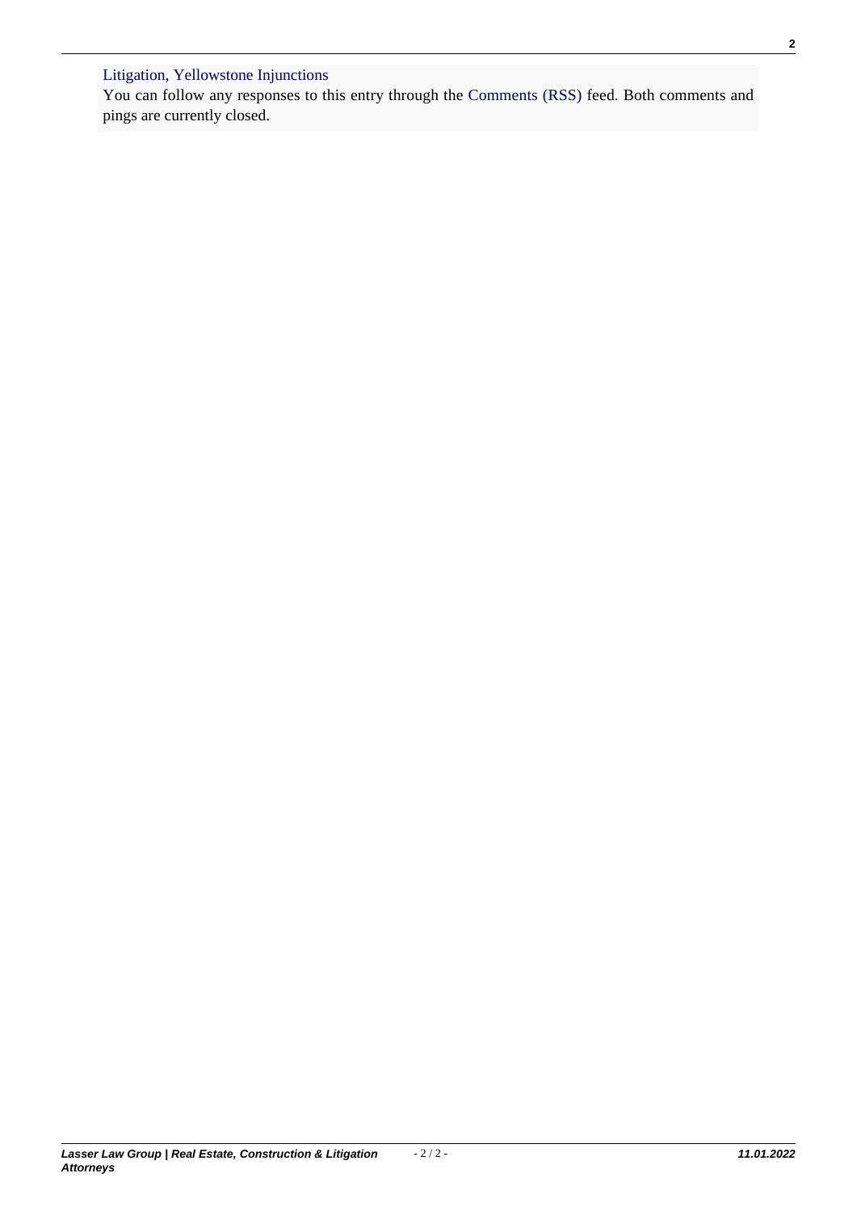Litigation, Yellowstone Injunctions

You can follow any responses to this entry through the Comments (RSS) feed. Both comments and pings are currently closed.